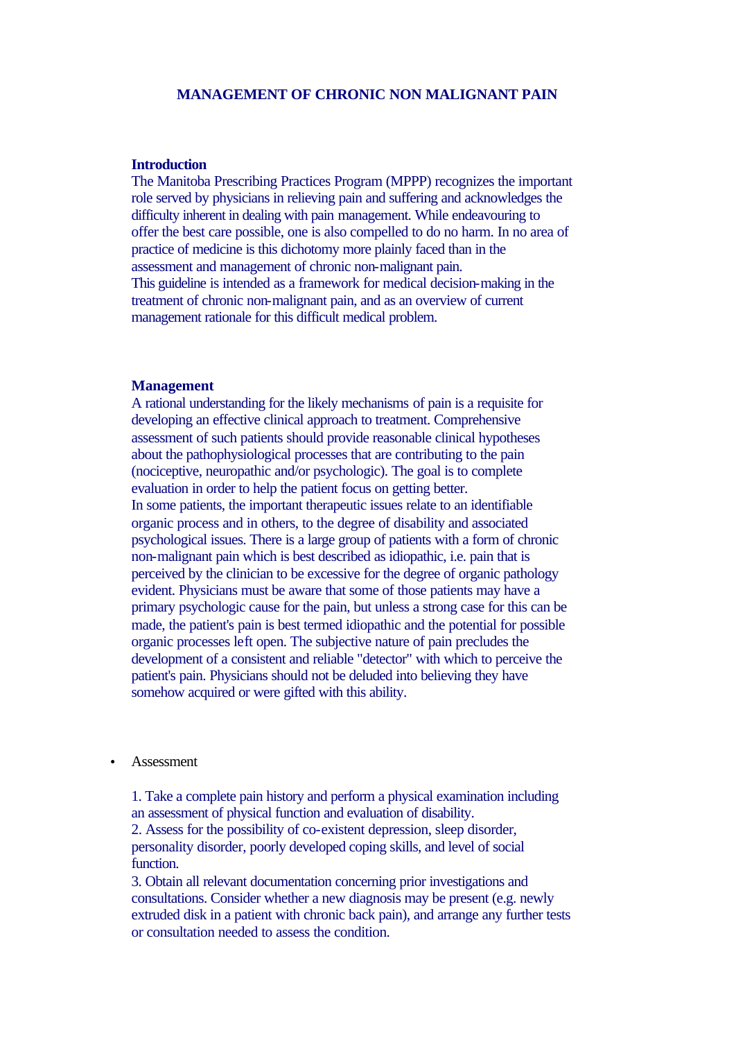# MANAGEMENT OF CHRONIC NON MALIGNANT PAIN

## Introduction

The Manitoba Prescribing Practices Program (MPPP) recognizes the important role served by physicians in relieving pain and suffering and acknowledges the difficulty inherent in dealing with pain management. While endeavouring to offer the best care possible, one is also compelled to do no harm. In no area of practice of medicine is this dichotomy more plainly faced than in the assessment and management of chronic non-malignant pain.

This guideline is intended as a framework for medical decision-making in the treatment of chronic non-malignant pain, and as an overview of current management rationale for this difficult medical problem.

## Management

A rational understanding for the likely mechanisms of pain is a requisite for developing an effective clinical approach to treatment. Comprehensive assessment of such patients should provide reasonable clinical hypotheses about the pathophysiological processes that are contributing to the pain (nociceptive, neuropathic and/or psychologic). The goal is to complete evaluation in order to help the patient focus on getting better.

In some patients, the important therapeutic issues relate to an identifiable organic process and in others, to the degree of disability and associated psychological issues. There is a large group of patients with a form of chronic non-malignant pain which is best described as idiopathic, i.e. pain that is perceived by the clinician to be excessive for the degree of organic pathology evident. Physicians must be aware that some of those patients may have a primary psychologic cause for the pain, but unless a strong case for this can be made, the patient's pain is best termed idiopathic and the potential for possible organic processes left open. The subjective nature of pain precludes the development of a consistent and reliable "detector" with which to perceive the patient's pain. Physicians should not be deluded into believing they have somehow acquired or were gifted with this ability.

- Assessment

  1. Take a complete pain history and perform a physical examination including an assessment of physical function and evaluation of disability.
  2. Assess for the possibility of co-existent depression, sleep disorder, personality disorder, poorly developed coping skills, and level of social function.
  3. Obtain all relevant documentation concerning prior investigations and consultations. Consider whether a new diagnosis may be present (e.g. newly extruded disk in a patient with chronic back pain), and arrange any further tests or consultation needed to assess the condition.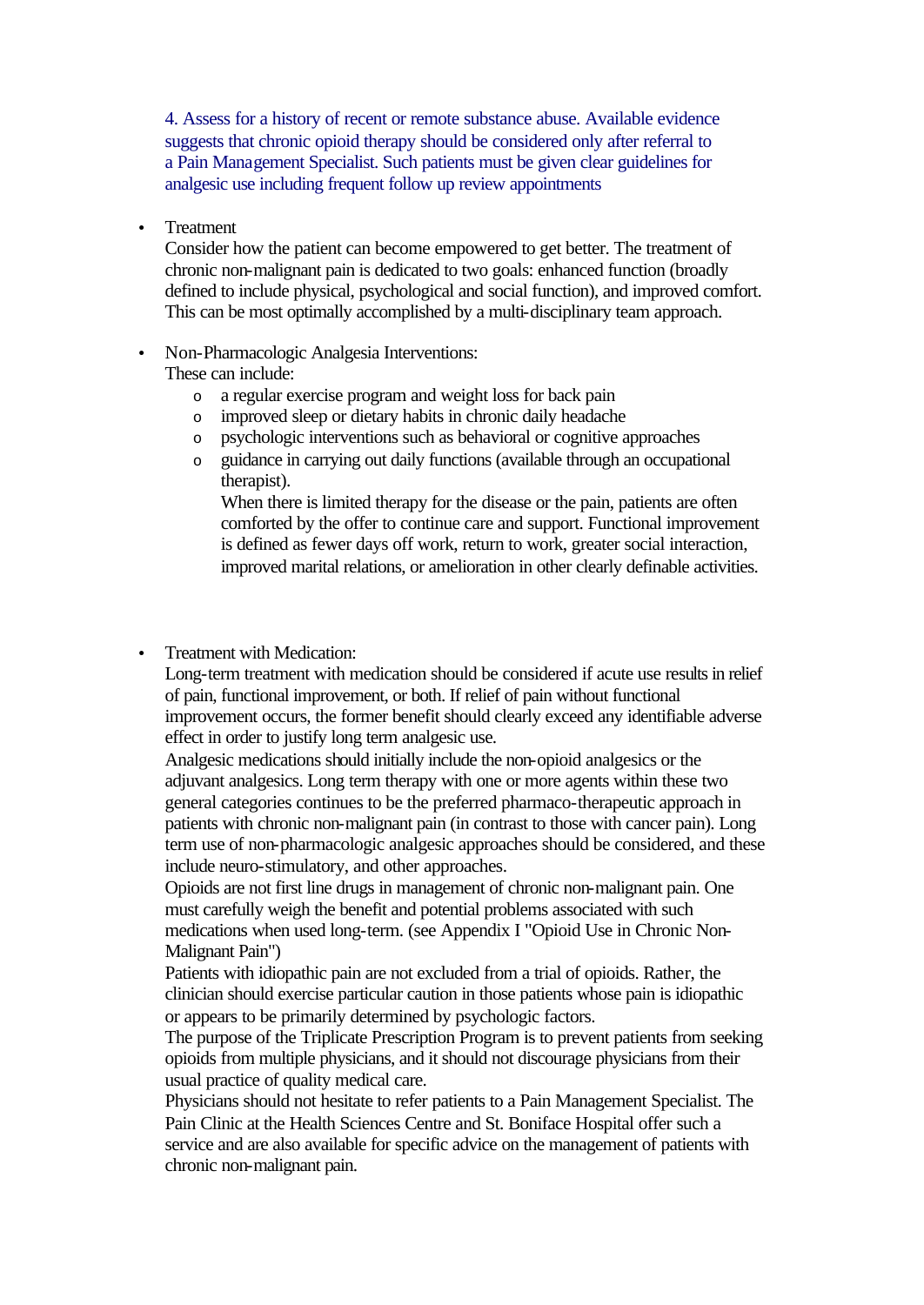4. Assess for a history of recent or remote substance abuse. Available evidence suggests that chronic opioid therapy should be considered only after referral to a Pain Management Specialist. Such patients must be given clear guidelines for analgesic use including frequent follow up review appointments

- Treatment
  Consider how the patient can become empowered to get better. The treatment of chronic non-malignant pain is dedicated to two goals: enhanced function (broadly defined to include physical, psychological and social function), and improved comfort. This can be most optimally accomplished by a multi-disciplinary team approach.

- Non-Pharmacologic Analgesia Interventions:
  These can include:
  - a regular exercise program and weight loss for back pain
  - improved sleep or dietary habits in chronic daily headache
  - psychologic interventions such as behavioral or cognitive approaches
  - guidance in carrying out daily functions (available through an occupational therapist).
    When there is limited therapy for the disease or the pain, patients are often comforted by the offer to continue care and support. Functional improvement is defined as fewer days off work, return to work, greater social interaction, improved marital relations, or amelioration in other clearly definable activities.

- Treatment with Medication:
  Long-term treatment with medication should be considered if acute use results in relief of pain, functional improvement, or both. If relief of pain without functional improvement occurs, the former benefit should clearly exceed any identifiable adverse effect in order to justify long term analgesic use.
  Analgesic medications should initially include the non-opioid analgesics or the adjuvant analgesics. Long term therapy with one or more agents within these two general categories continues to be the preferred pharmaco-therapeutic approach in patients with chronic non-malignant pain (in contrast to those with cancer pain). Long term use of non-pharmacologic analgesic approaches should be considered, and these include neuro-stimulatory, and other approaches.
  Opioids are not first line drugs in management of chronic non-malignant pain. One must carefully weigh the benefit and potential problems associated with such medications when used long-term. (see Appendix I "Opioid Use in Chronic Non-Malignant Pain")
  Patients with idiopathic pain are not excluded from a trial of opioids. Rather, the clinician should exercise particular caution in those patients whose pain is idiopathic or appears to be primarily determined by psychologic factors.
  The purpose of the Triplicate Prescription Program is to prevent patients from seeking opioids from multiple physicians, and it should not discourage physicians from their usual practice of quality medical care.
  Physicians should not hesitate to refer patients to a Pain Management Specialist. The Pain Clinic at the Health Sciences Centre and St. Boniface Hospital offer such a service and are also available for specific advice on the management of patients with chronic non-malignant pain.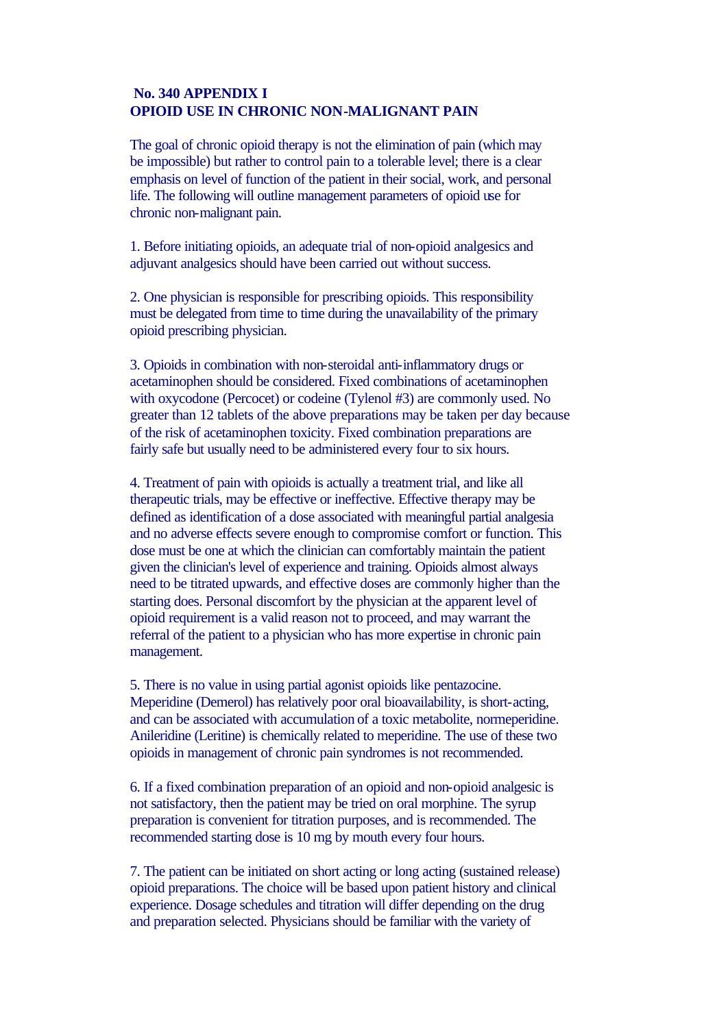## No. 340 APPENDIX I
## OPIOID USE IN CHRONIC NON-MALIGNANT PAIN

The goal of chronic opioid therapy is not the elimination of pain (which may be impossible) but rather to control pain to a tolerable level; there is a clear emphasis on level of function of the patient in their social, work, and personal life. The following will outline management parameters of opioid use for chronic non-malignant pain.

1. Before initiating opioids, an adequate trial of non-opioid analgesics and adjuvant analgesics should have been carried out without success.

2. One physician is responsible for prescribing opioids. This responsibility must be delegated from time to time during the unavailability of the primary opioid prescribing physician.

3. Opioids in combination with non-steroidal anti-inflammatory drugs or acetaminophen should be considered. Fixed combinations of acetaminophen with oxycodone (Percocet) or codeine (Tylenol #3) are commonly used. No greater than 12 tablets of the above preparations may be taken per day because of the risk of acetaminophen toxicity. Fixed combination preparations are fairly safe but usually need to be administered every four to six hours.

4. Treatment of pain with opioids is actually a treatment trial, and like all therapeutic trials, may be effective or ineffective. Effective therapy may be defined as identification of a dose associated with meaningful partial analgesia and no adverse effects severe enough to compromise comfort or function. This dose must be one at which the clinician can comfortably maintain the patient given the clinician's level of experience and training. Opioids almost always need to be titrated upwards, and effective doses are commonly higher than the starting does. Personal discomfort by the physician at the apparent level of opioid requirement is a valid reason not to proceed, and may warrant the referral of the patient to a physician who has more expertise in chronic pain management.

5. There is no value in using partial agonist opioids like pentazocine. Meperidine (Demerol) has relatively poor oral bioavailability, is short-acting, and can be associated with accumulation of a toxic metabolite, normeperidine. Anileridine (Leritine) is chemically related to meperidine. The use of these two opioids in management of chronic pain syndromes is not recommended.

6. If a fixed combination preparation of an opioid and non-opioid analgesic is not satisfactory, then the patient may be tried on oral morphine. The syrup preparation is convenient for titration purposes, and is recommended. The recommended starting dose is 10 mg by mouth every four hours.

7. The patient can be initiated on short acting or long acting (sustained release) opioid preparations. The choice will be based upon patient history and clinical experience. Dosage schedules and titration will differ depending on the drug and preparation selected. Physicians should be familiar with the variety of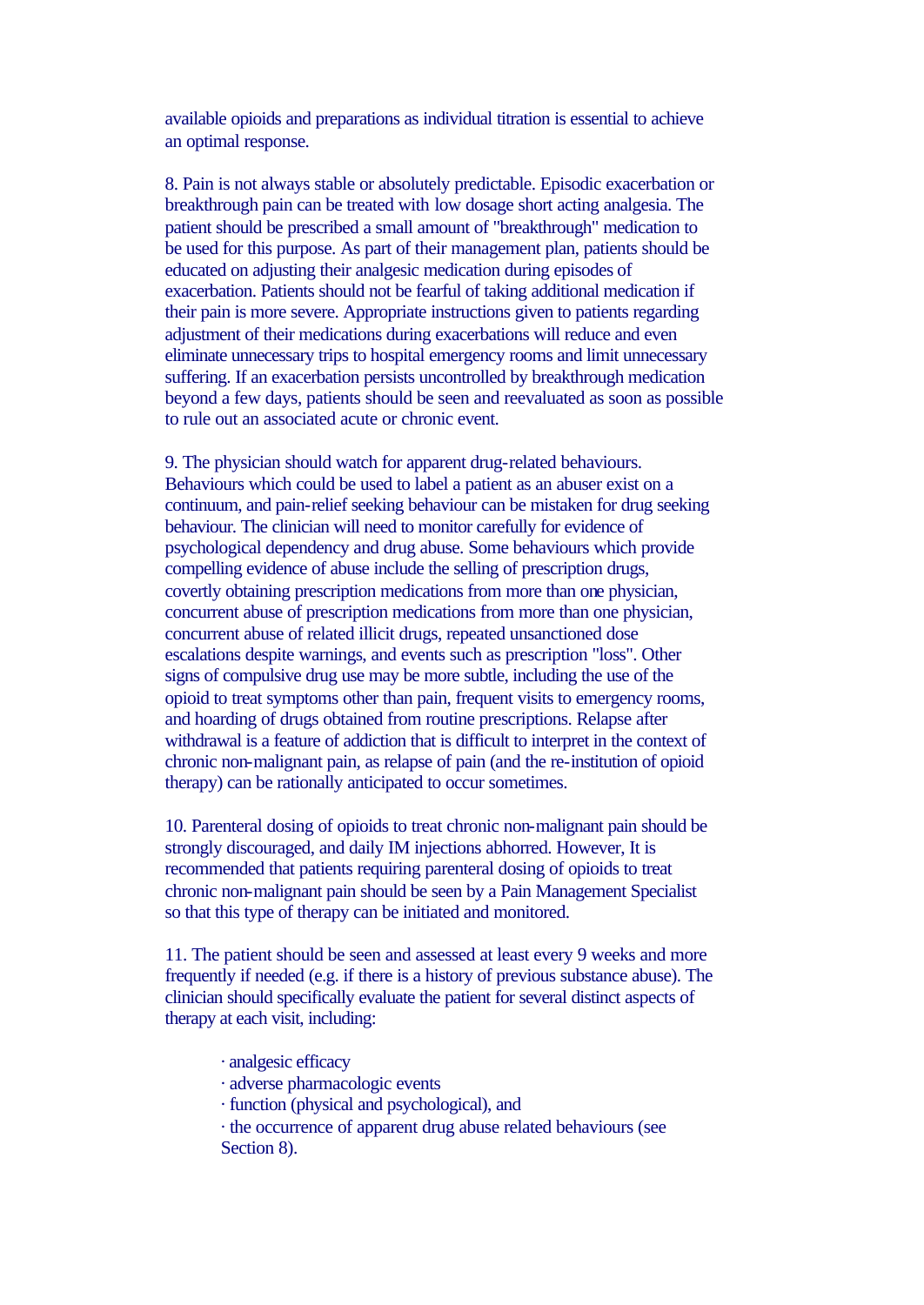available opioids and preparations as individual titration is essential to achieve an optimal response.

8. Pain is not always stable or absolutely predictable. Episodic exacerbation or breakthrough pain can be treated with low dosage short acting analgesia. The patient should be prescribed a small amount of "breakthrough" medication to be used for this purpose. As part of their management plan, patients should be educated on adjusting their analgesic medication during episodes of exacerbation. Patients should not be fearful of taking additional medication if their pain is more severe. Appropriate instructions given to patients regarding adjustment of their medications during exacerbations will reduce and even eliminate unnecessary trips to hospital emergency rooms and limit unnecessary suffering. If an exacerbation persists uncontrolled by breakthrough medication beyond a few days, patients should be seen and reevaluated as soon as possible to rule out an associated acute or chronic event.

9. The physician should watch for apparent drug-related behaviours. Behaviours which could be used to label a patient as an abuser exist on a continuum, and pain-relief seeking behaviour can be mistaken for drug seeking behaviour. The clinician will need to monitor carefully for evidence of psychological dependency and drug abuse. Some behaviours which provide compelling evidence of abuse include the selling of prescription drugs, covertly obtaining prescription medications from more than one physician, concurrent abuse of prescription medications from more than one physician, concurrent abuse of related illicit drugs, repeated unsanctioned dose escalations despite warnings, and events such as prescription "loss". Other signs of compulsive drug use may be more subtle, including the use of the opioid to treat symptoms other than pain, frequent visits to emergency rooms, and hoarding of drugs obtained from routine prescriptions. Relapse after withdrawal is a feature of addiction that is difficult to interpret in the context of chronic non-malignant pain, as relapse of pain (and the re-institution of opioid therapy) can be rationally anticipated to occur sometimes.

10. Parenteral dosing of opioids to treat chronic non-malignant pain should be strongly discouraged, and daily IM injections abhorred. However, It is recommended that patients requiring parenteral dosing of opioids to treat chronic non-malignant pain should be seen by a Pain Management Specialist so that this type of therapy can be initiated and monitored.

11. The patient should be seen and assessed at least every 9 weeks and more frequently if needed (e.g. if there is a history of previous substance abuse). The clinician should specifically evaluate the patient for several distinct aspects of therapy at each visit, including:

- analgesic efficacy
- adverse pharmacologic events
- function (physical and psychological), and
- the occurrence of apparent drug abuse related behaviours (see Section 8).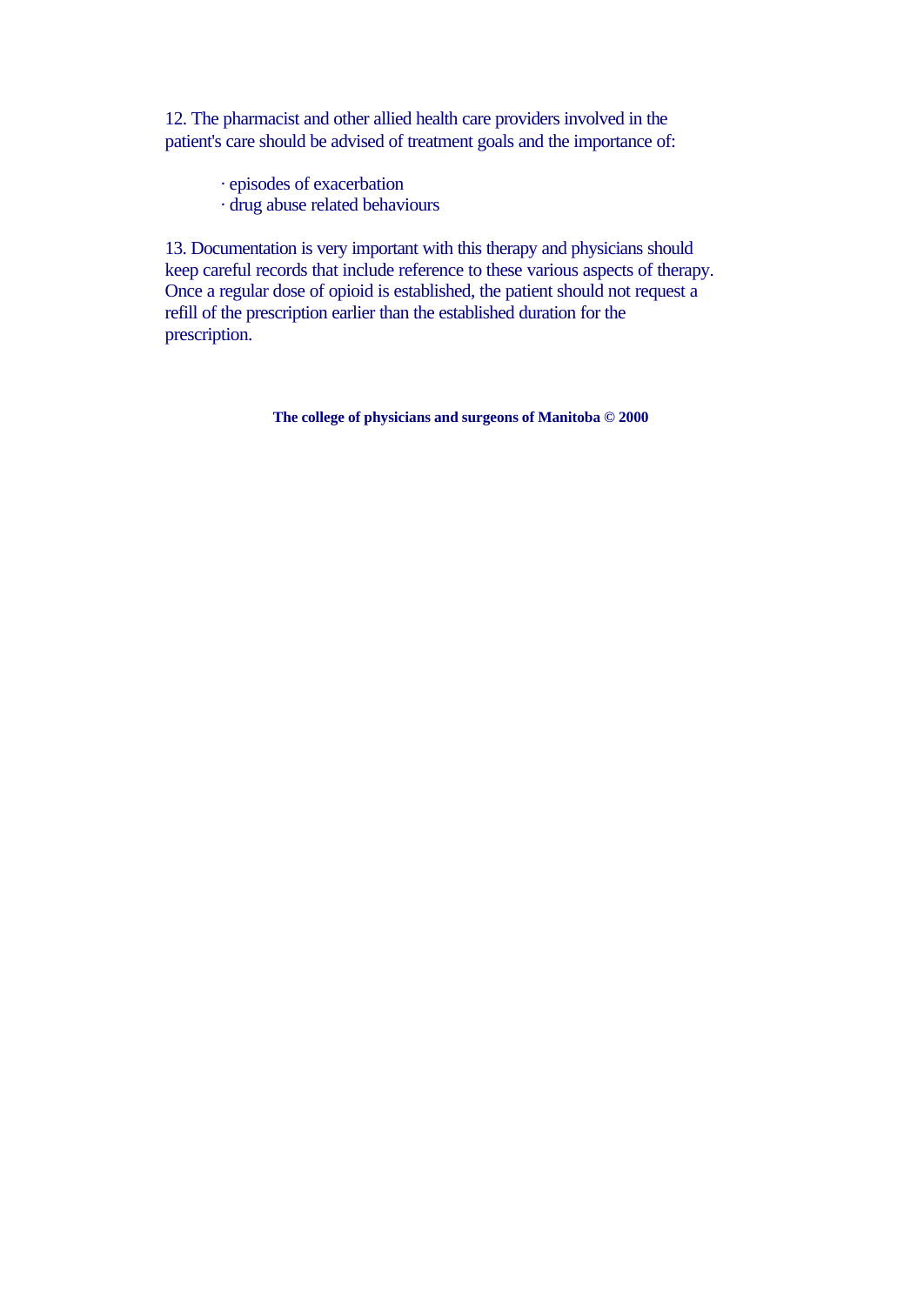12. The pharmacist and other allied health care providers involved in the patient's care should be advised of treatment goals and the importance of:

- episodes of exacerbation
- drug abuse related behaviours

13. Documentation is very important with this therapy and physicians should keep careful records that include reference to these various aspects of therapy. Once a regular dose of opioid is established, the patient should not request a refill of the prescription earlier than the established duration for the prescription.

**The college of physicians and surgeons of Manitoba © 2000**